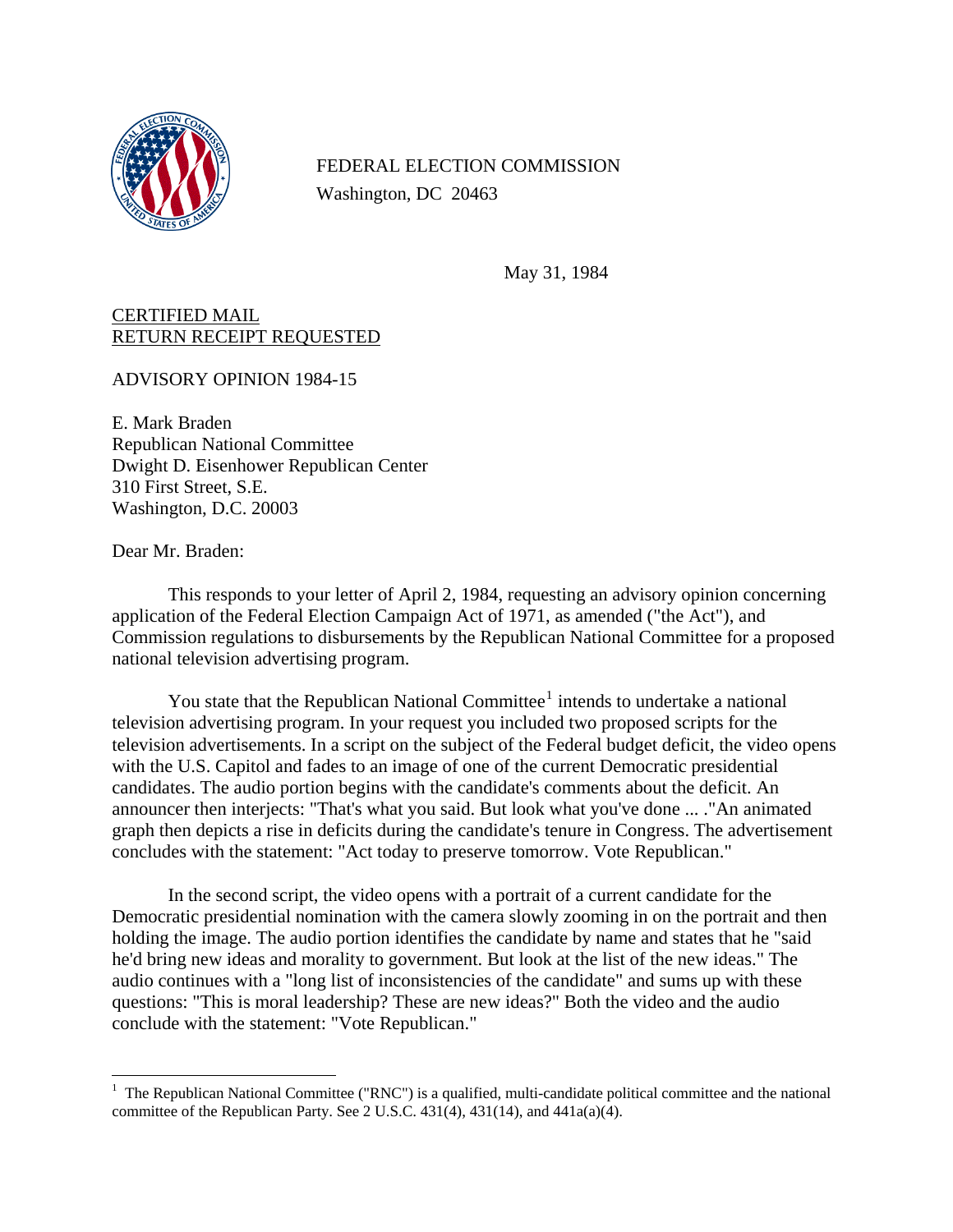FEDERAL ELECTION COMMISSION
Washington, DC 20463

May 31, 1984

CERTIFIED MAIL
RETURN RECEIPT REQUESTED

ADVISORY OPINION 1984-15

E. Mark Braden
Republican National Committee
Dwight D. Eisenhower Republican Center
310 First Street, S.E.
Washington, D.C. 20003

Dear Mr. Braden:

This responds to your letter of April 2, 1984, requesting an advisory opinion concerning application of the Federal Election Campaign Act of 1971, as amended ("the Act"), and Commission regulations to disbursements by the Republican National Committee for a proposed national television advertising program.

You state that the Republican National Committee[1] intends to undertake a national television advertising program. In your request you included two proposed scripts for the television advertisements. In a script on the subject of the Federal budget deficit, the video opens with the U.S. Capitol and fades to an image of one of the current Democratic presidential candidates. The audio portion begins with the candidate's comments about the deficit. An announcer then interjects: "That's what you said. But look what you've done ... ."An animated graph then depicts a rise in deficits during the candidate's tenure in Congress. The advertisement concludes with the statement: "Act today to preserve tomorrow. Vote Republican."

In the second script, the video opens with a portrait of a current candidate for the Democratic presidential nomination with the camera slowly zooming in on the portrait and then holding the image. The audio portion identifies the candidate by name and states that he "said he'd bring new ideas and morality to government. But look at the list of the new ideas." The audio continues with a "long list of inconsistencies of the candidate" and sums up with these questions: "This is moral leadership? These are new ideas?" Both the video and the audio conclude with the statement: "Vote Republican."

[1] The Republican National Committee ("RNC") is a qualified, multi-candidate political committee and the national committee of the Republican Party. See 2 U.S.C. 431(4), 431(14), and 441a(a)(4).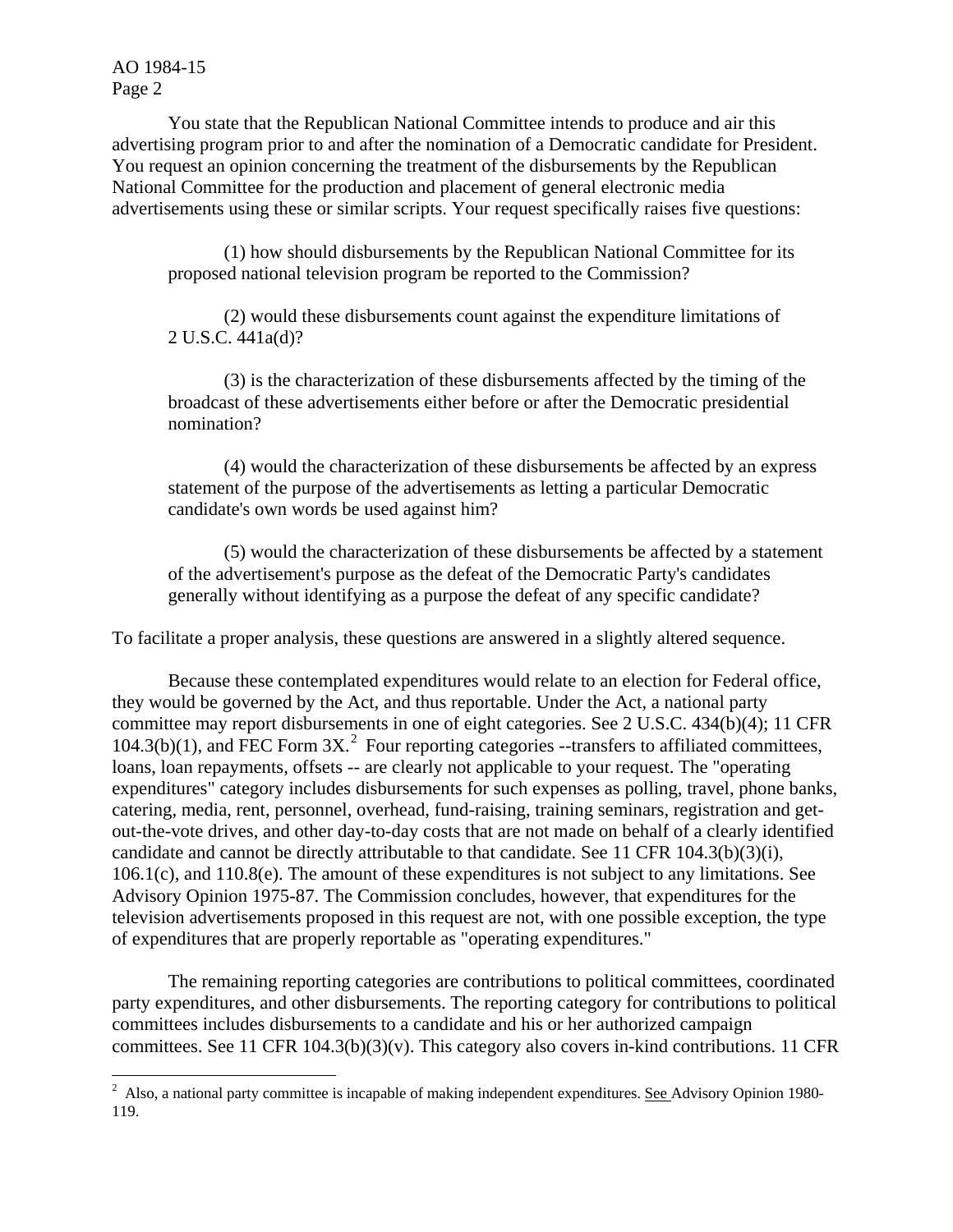You state that the Republican National Committee intends to produce and air this advertising program prior to and after the nomination of a Democratic candidate for President. You request an opinion concerning the treatment of the disbursements by the Republican National Committee for the production and placement of general electronic media advertisements using these or similar scripts. Your request specifically raises five questions:

> (1) how should disbursements by the Republican National Committee for its proposed national television program be reported to the Commission?
>
> (2) would these disbursements count against the expenditure limitations of 2 U.S.C. 441a(d)?
>
> (3) is the characterization of these disbursements affected by the timing of the broadcast of these advertisements either before or after the Democratic presidential nomination?
>
> (4) would the characterization of these disbursements be affected by an express statement of the purpose of the advertisements as letting a particular Democratic candidate's own words be used against him?
>
> (5) would the characterization of these disbursements be affected by a statement of the advertisement's purpose as the defeat of the Democratic Party's candidates generally without identifying as a purpose the defeat of any specific candidate?

To facilitate a proper analysis, these questions are answered in a slightly altered sequence.

Because these contemplated expenditures would relate to an election for Federal office, they would be governed by the Act, and thus reportable. Under the Act, a national party committee may report disbursements in one of eight categories. See 2 U.S.C. 434(b)(4); 11 CFR 104.3(b)(1), and FEC Form 3X.[2] Four reporting categories --transfers to affiliated committees, loans, loan repayments, offsets -- are clearly not applicable to your request. The "operating expenditures" category includes disbursements for such expenses as polling, travel, phone banks, catering, media, rent, personnel, overhead, fund-raising, training seminars, registration and get-out-the-vote drives, and other day-to-day costs that are not made on behalf of a clearly identified candidate and cannot be directly attributable to that candidate. See 11 CFR 104.3(b)(3)(i), 106.1(c), and 110.8(e). The amount of these expenditures is not subject to any limitations. See Advisory Opinion 1975-87. The Commission concludes, however, that expenditures for the television advertisements proposed in this request are not, with one possible exception, the type of expenditures that are properly reportable as "operating expenditures."

The remaining reporting categories are contributions to political committees, coordinated party expenditures, and other disbursements. The reporting category for contributions to political committees includes disbursements to a candidate and his or her authorized campaign committees. See 11 CFR 104.3(b)(3)(v). This category also covers in-kind contributions. 11 CFR

[2] Also, a national party committee is incapable of making independent expenditures. See Advisory Opinion 1980-119.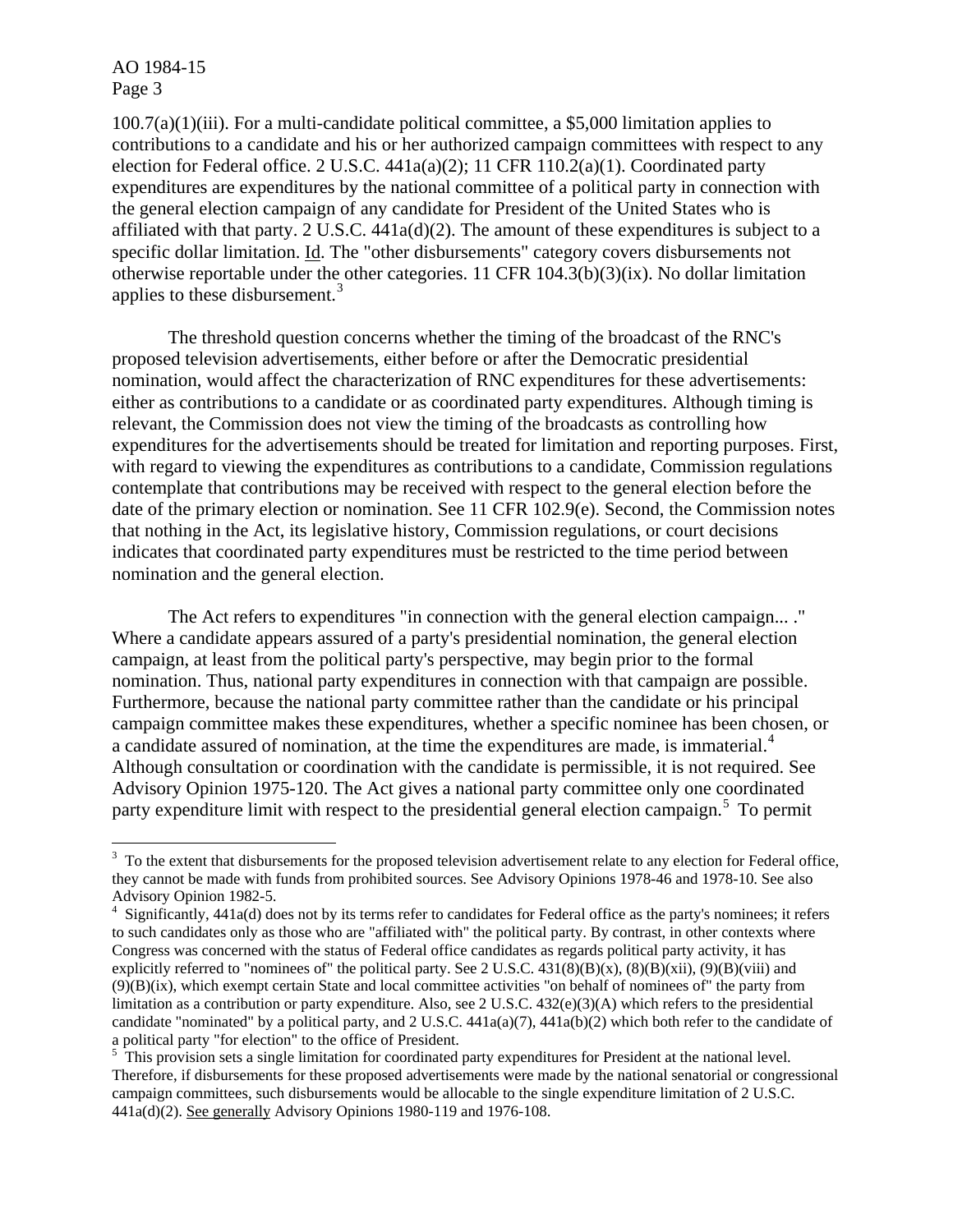100.7(a)(1)(iii). For a multi-candidate political committee, a $5,000 limitation applies to contributions to a candidate and his or her authorized campaign committees with respect to any election for Federal office. 2 U.S.C. 441a(a)(2); 11 CFR 110.2(a)(1). Coordinated party expenditures are expenditures by the national committee of a political party in connection with the general election campaign of any candidate for President of the United States who is affiliated with that party. 2 U.S.C. 441a(d)(2). The amount of these expenditures is subject to a specific dollar limitation. Id. The "other disbursements" category covers disbursements not otherwise reportable under the other categories. 11 CFR 104.3(b)(3)(ix). No dollar limitation applies to these disbursement.[3]

The threshold question concerns whether the timing of the broadcast of the RNC's proposed television advertisements, either before or after the Democratic presidential nomination, would affect the characterization of RNC expenditures for these advertisements: either as contributions to a candidate or as coordinated party expenditures. Although timing is relevant, the Commission does not view the timing of the broadcasts as controlling how expenditures for the advertisements should be treated for limitation and reporting purposes. First, with regard to viewing the expenditures as contributions to a candidate, Commission regulations contemplate that contributions may be received with respect to the general election before the date of the primary election or nomination. See 11 CFR 102.9(e). Second, the Commission notes that nothing in the Act, its legislative history, Commission regulations, or court decisions indicates that coordinated party expenditures must be restricted to the time period between nomination and the general election.

The Act refers to expenditures "in connection with the general election campaign... ." Where a candidate appears assured of a party's presidential nomination, the general election campaign, at least from the political party's perspective, may begin prior to the formal nomination. Thus, national party expenditures in connection with that campaign are possible. Furthermore, because the national party committee rather than the candidate or his principal campaign committee makes these expenditures, whether a specific nominee has been chosen, or a candidate assured of nomination, at the time the expenditures are made, is immaterial.[4] Although consultation or coordination with the candidate is permissible, it is not required. See Advisory Opinion 1975-120. The Act gives a national party committee only one coordinated party expenditure limit with respect to the presidential general election campaign.[5] To permit

---

[3] To the extent that disbursements for the proposed television advertisement relate to any election for Federal office, they cannot be made with funds from prohibited sources. See Advisory Opinions 1978-46 and 1978-10. See also Advisory Opinion 1982-5.

[4] Significantly, 441a(d) does not by its terms refer to candidates for Federal office as the party's nominees; it refers to such candidates only as those who are "affiliated with" the political party. By contrast, in other contexts where Congress was concerned with the status of Federal office candidates as regards political party activity, it has explicitly referred to "nominees of" the political party. See 2 U.S.C. 431(8)(B)(x), (8)(B)(xii), (9)(B)(viii) and (9)(B)(ix), which exempt certain State and local committee activities "on behalf of nominees of" the party from limitation as a contribution or party expenditure. Also, see 2 U.S.C. 432(e)(3)(A) which refers to the presidential candidate "nominated" by a political party, and 2 U.S.C. 441a(a)(7), 441a(b)(2) which both refer to the candidate of a political party "for election" to the office of President.

[5] This provision sets a single limitation for coordinated party expenditures for President at the national level. Therefore, if disbursements for these proposed advertisements were made by the national senatorial or congressional campaign committees, such disbursements would be allocable to the single expenditure limitation of 2 U.S.C. 441a(d)(2). See generally Advisory Opinions 1980-119 and 1976-108.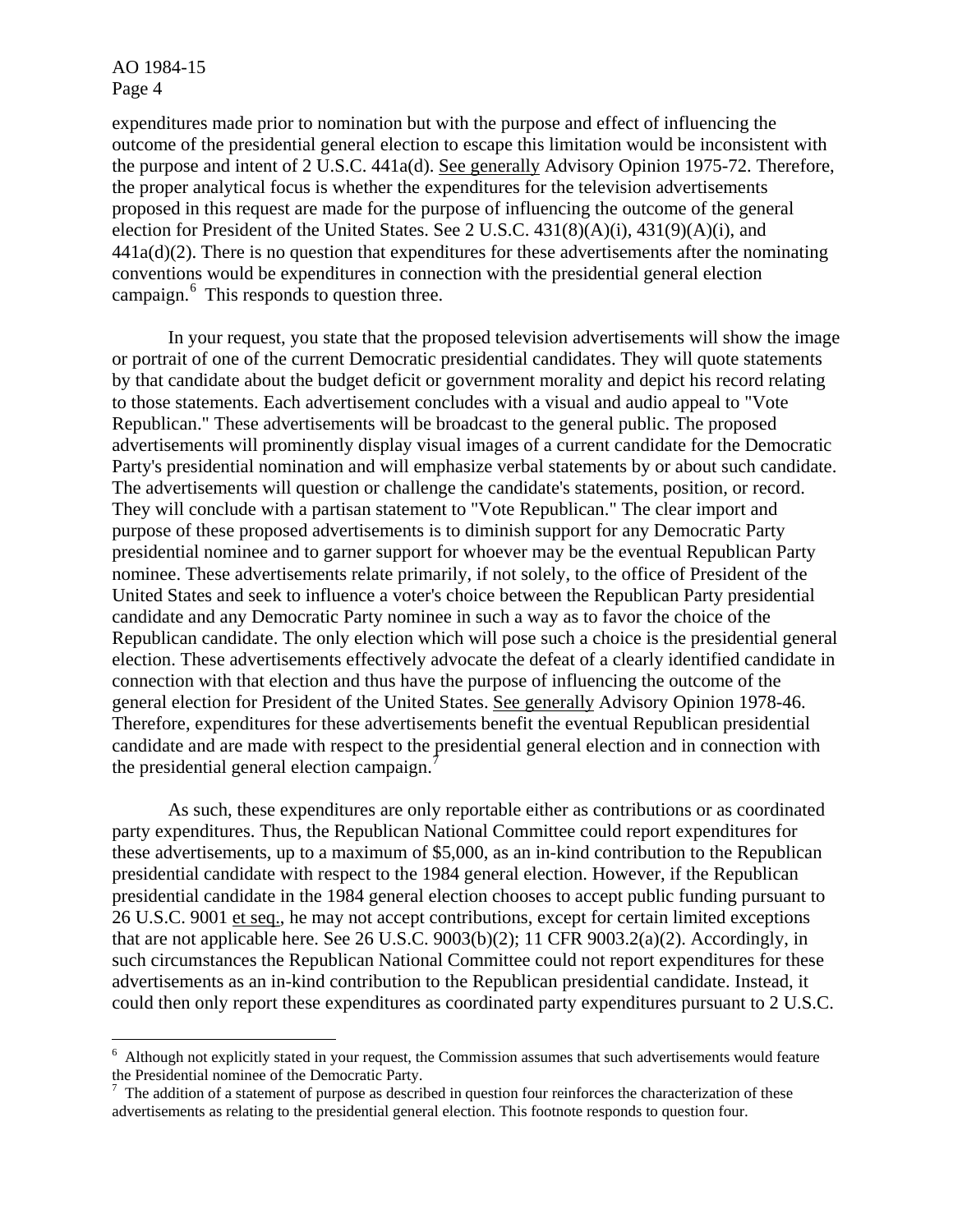expenditures made prior to nomination but with the purpose and effect of influencing the outcome of the presidential general election to escape this limitation would be inconsistent with the purpose and intent of 2 U.S.C. 441a(d). See generally Advisory Opinion 1975-72. Therefore, the proper analytical focus is whether the expenditures for the television advertisements proposed in this request are made for the purpose of influencing the outcome of the general election for President of the United States. See 2 U.S.C. 431(8)(A)(i), 431(9)(A)(i), and 441a(d)(2). There is no question that expenditures for these advertisements after the nominating conventions would be expenditures in connection with the presidential general election campaign.[6] This responds to question three.

In your request, you state that the proposed television advertisements will show the image or portrait of one of the current Democratic presidential candidates. They will quote statements by that candidate about the budget deficit or government morality and depict his record relating to those statements. Each advertisement concludes with a visual and audio appeal to "Vote Republican." These advertisements will be broadcast to the general public. The proposed advertisements will prominently display visual images of a current candidate for the Democratic Party's presidential nomination and will emphasize verbal statements by or about such candidate. The advertisements will question or challenge the candidate's statements, position, or record. They will conclude with a partisan statement to "Vote Republican." The clear import and purpose of these proposed advertisements is to diminish support for any Democratic Party presidential nominee and to garner support for whoever may be the eventual Republican Party nominee. These advertisements relate primarily, if not solely, to the office of President of the United States and seek to influence a voter's choice between the Republican Party presidential candidate and any Democratic Party nominee in such a way as to favor the choice of the Republican candidate. The only election which will pose such a choice is the presidential general election. These advertisements effectively advocate the defeat of a clearly identified candidate in connection with that election and thus have the purpose of influencing the outcome of the general election for President of the United States. See generally Advisory Opinion 1978-46. Therefore, expenditures for these advertisements benefit the eventual Republican presidential candidate and are made with respect to the presidential general election and in connection with the presidential general election campaign.[7]

As such, these expenditures are only reportable either as contributions or as coordinated party expenditures. Thus, the Republican National Committee could report expenditures for these advertisements, up to a maximum of $5,000, as an in-kind contribution to the Republican presidential candidate with respect to the 1984 general election. However, if the Republican presidential candidate in the 1984 general election chooses to accept public funding pursuant to 26 U.S.C. 9001 et seq., he may not accept contributions, except for certain limited exceptions that are not applicable here. See 26 U.S.C. 9003(b)(2); 11 CFR 9003.2(a)(2). Accordingly, in such circumstances the Republican National Committee could not report expenditures for these advertisements as an in-kind contribution to the Republican presidential candidate. Instead, it could then only report these expenditures as coordinated party expenditures pursuant to 2 U.S.C.

---

[6] Although not explicitly stated in your request, the Commission assumes that such advertisements would feature the Presidential nominee of the Democratic Party.

[7] The addition of a statement of purpose as described in question four reinforces the characterization of these advertisements as relating to the presidential general election. This footnote responds to question four.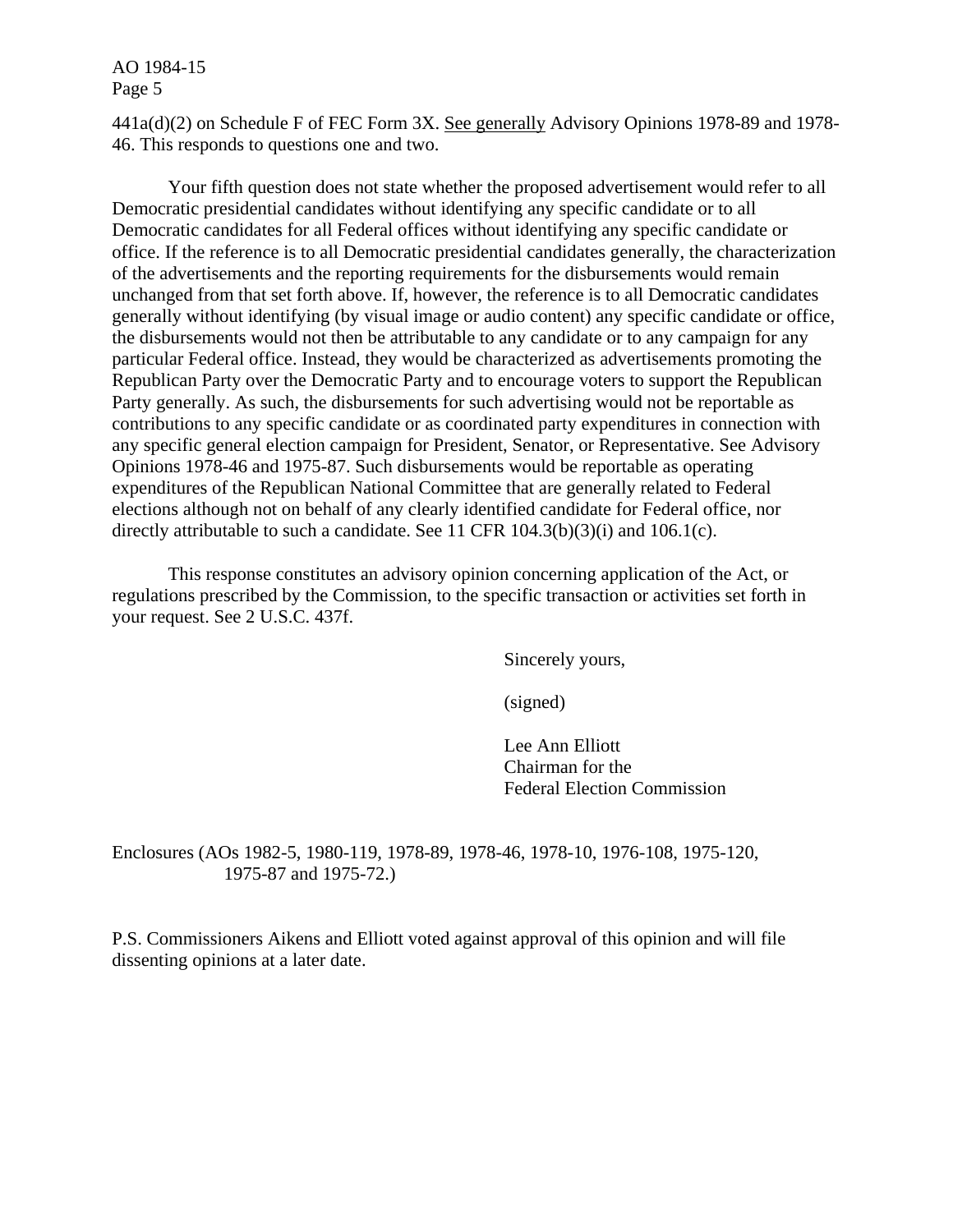441a(d)(2) on Schedule F of FEC Form 3X. See generally Advisory Opinions 1978-89 and 1978-46. This responds to questions one and two.

Your fifth question does not state whether the proposed advertisement would refer to all Democratic presidential candidates without identifying any specific candidate or to all Democratic candidates for all Federal offices without identifying any specific candidate or office. If the reference is to all Democratic presidential candidates generally, the characterization of the advertisements and the reporting requirements for the disbursements would remain unchanged from that set forth above. If, however, the reference is to all Democratic candidates generally without identifying (by visual image or audio content) any specific candidate or office, the disbursements would not then be attributable to any candidate or to any campaign for any particular Federal office. Instead, they would be characterized as advertisements promoting the Republican Party over the Democratic Party and to encourage voters to support the Republican Party generally. As such, the disbursements for such advertising would not be reportable as contributions to any specific candidate or as coordinated party expenditures in connection with any specific general election campaign for President, Senator, or Representative. See Advisory Opinions 1978-46 and 1975-87. Such disbursements would be reportable as operating expenditures of the Republican National Committee that are generally related to Federal elections although not on behalf of any clearly identified candidate for Federal office, nor directly attributable to such a candidate. See 11 CFR 104.3(b)(3)(i) and 106.1(c).

This response constitutes an advisory opinion concerning application of the Act, or regulations prescribed by the Commission, to the specific transaction or activities set forth in your request. See 2 U.S.C. 437f.

Sincerely yours,

(signed)

Lee Ann Elliott
Chairman for the
Federal Election Commission

Enclosures (AOs 1982-5, 1980-119, 1978-89, 1978-46, 1978-10, 1976-108, 1975-120, 1975-87 and 1975-72.)

P.S. Commissioners Aikens and Elliott voted against approval of this opinion and will file dissenting opinions at a later date.